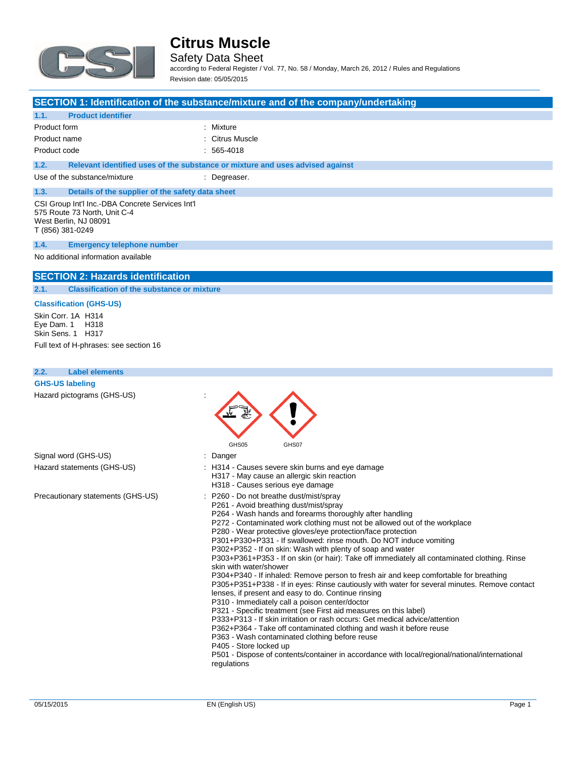# Citrus Muscle

Safety Data Sheet

according to Federal Register / Vol. 77, No. 58 / Monday, March 26, 2012 / Rules and Regulations

Revision date: 05/05/2015

## SECTION 1: Identification of the substance/mixture and of the company/undertaking

### 1.1. Product identifier

| | |
|---|---|
| Product form | : Mixture |
| Product name | : Citrus Muscle |
| Product code | : 565-4018 |

### 1.2. Relevant identified uses of the substance or mixture and uses advised against

| | |
|---|---|
| Use of the substance/mixture | : Degreaser. |

### 1.3. Details of the supplier of the safety data sheet

CSI Group Int'l Inc.-DBA Concrete Services Int'l
575 Route 73 North, Unit C-4
West Berlin, NJ 08091
T (856) 381-0249

### 1.4. Emergency telephone number

No additional information available

## SECTION 2: Hazards identification

### 2.1. Classification of the substance or mixture

**Classification (GHS-US)**

Skin Corr. 1A H314
Eye Dam. 1 H318
Skin Sens. 1 H317

Full text of H-phrases: see section 16

### 2.2. Label elements

**GHS-US labeling**

Hazard pictograms (GHS-US) : GHS05, GHS07

Signal word (GHS-US) : Danger

Hazard statements (GHS-US) :
- H314 - Causes severe skin burns and eye damage
- H317 - May cause an allergic skin reaction
- H318 - Causes serious eye damage

Precautionary statements (GHS-US) :
- P260 - Do not breathe dust/mist/spray
- P261 - Avoid breathing dust/mist/spray
- P264 - Wash hands and forearms thoroughly after handling
- P272 - Contaminated work clothing must not be allowed out of the workplace
- P280 - Wear protective gloves/eye protection/face protection
- P301+P330+P331 - If swallowed: rinse mouth. Do NOT induce vomiting
- P302+P352 - If on skin: Wash with plenty of soap and water
- P303+P361+P353 - If on skin (or hair): Take off immediately all contaminated clothing. Rinse skin with water/shower
- P304+P340 - If inhaled: Remove person to fresh air and keep comfortable for breathing
- P305+P351+P338 - If in eyes: Rinse cautiously with water for several minutes. Remove contact lenses, if present and easy to do. Continue rinsing
- P310 - Immediately call a poison center/doctor
- P321 - Specific treatment (see First aid measures on this label)
- P333+P313 - If skin irritation or rash occurs: Get medical advice/attention
- P362+P364 - Take off contaminated clothing and wash it before reuse
- P363 - Wash contaminated clothing before reuse
- P405 - Store locked up
- P501 - Dispose of contents/container in accordance with local/regional/national/international regulations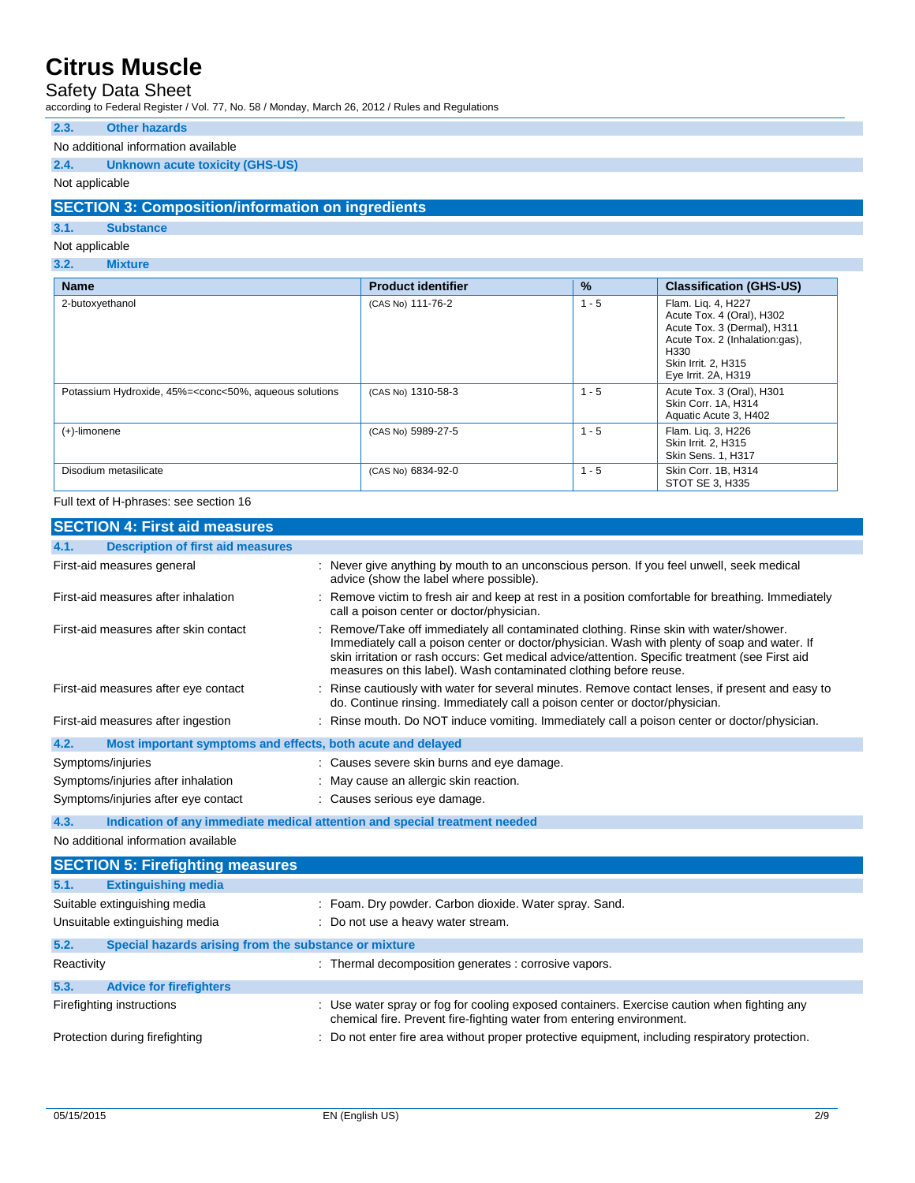### 2.3. Other hazards

No additional information available

### 2.4. Unknown acute toxicity (GHS-US)

Not applicable

## SECTION 3: Composition/information on ingredients

### 3.1. Substance

Not applicable

### 3.2. Mixture

| Name | Product identifier | % | Classification (GHS-US) |
|---|---|---|---|
| 2-butoxyethanol | (CAS No) 111-76-2 | 1 - 5 | Flam. Liq. 4, H227<br>Acute Tox. 4 (Oral), H302<br>Acute Tox. 3 (Dermal), H311<br>Acute Tox. 2 (Inhalation:gas), H330<br>Skin Irrit. 2, H315<br>Eye Irrit. 2A, H319 |
| Potassium Hydroxide, 45%=<conc<50%, aqueous solutions | (CAS No) 1310-58-3 | 1 - 5 | Acute Tox. 3 (Oral), H301<br>Skin Corr. 1A, H314<br>Aquatic Acute 3, H402 |
| (+)-limonene | (CAS No) 5989-27-5 | 1 - 5 | Flam. Liq. 3, H226<br>Skin Irrit. 2, H315<br>Skin Sens. 1, H317 |
| Disodium metasilicate | (CAS No) 6834-92-0 | 1 - 5 | Skin Corr. 1B, H314<br>STOT SE 3, H335 |

Full text of H-phrases: see section 16

## SECTION 4: First aid measures

### 4.1. Description of first aid measures

First-aid measures general : Never give anything by mouth to an unconscious person. If you feel unwell, seek medical advice (show the label where possible).

First-aid measures after inhalation : Remove victim to fresh air and keep at rest in a position comfortable for breathing. Immediately call a poison center or doctor/physician.

First-aid measures after skin contact : Remove/Take off immediately all contaminated clothing. Rinse skin with water/shower. Immediately call a poison center or doctor/physician. Wash with plenty of soap and water. If skin irritation or rash occurs: Get medical advice/attention. Specific treatment (see First aid measures on this label). Wash contaminated clothing before reuse.

First-aid measures after eye contact : Rinse cautiously with water for several minutes. Remove contact lenses, if present and easy to do. Continue rinsing. Immediately call a poison center or doctor/physician.

First-aid measures after ingestion : Rinse mouth. Do NOT induce vomiting. Immediately call a poison center or doctor/physician.

### 4.2. Most important symptoms and effects, both acute and delayed

Symptoms/injuries : Causes severe skin burns and eye damage.

Symptoms/injuries after inhalation : May cause an allergic skin reaction.

Symptoms/injuries after eye contact : Causes serious eye damage.

### 4.3. Indication of any immediate medical attention and special treatment needed

No additional information available

## SECTION 5: Firefighting measures

### 5.1. Extinguishing media

Suitable extinguishing media : Foam. Dry powder. Carbon dioxide. Water spray. Sand.

Unsuitable extinguishing media : Do not use a heavy water stream.

### 5.2. Special hazards arising from the substance or mixture

Reactivity : Thermal decomposition generates : corrosive vapors.

### 5.3. Advice for firefighters

Firefighting instructions : Use water spray or fog for cooling exposed containers. Exercise caution when fighting any chemical fire. Prevent fire-fighting water from entering environment.

Protection during firefighting : Do not enter fire area without proper protective equipment, including respiratory protection.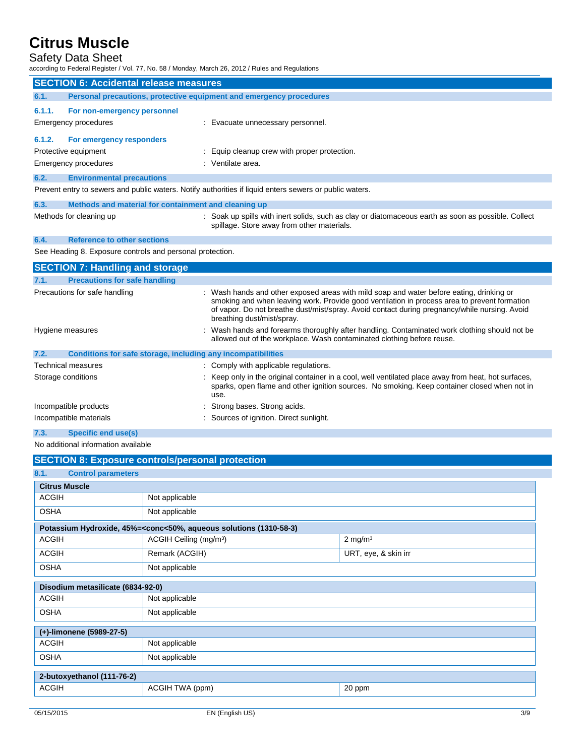## SECTION 6: Accidental release measures

### 6.1. Personal precautions, protective equipment and emergency procedures

#### 6.1.1. For non-emergency personnel

Emergency procedures : Evacuate unnecessary personnel.

#### 6.1.2. For emergency responders

Protective equipment : Equip cleanup crew with proper protection.

Emergency procedures : Ventilate area.

### 6.2. Environmental precautions

Prevent entry to sewers and public waters. Notify authorities if liquid enters sewers or public waters.

### 6.3. Methods and material for containment and cleaning up

Methods for cleaning up : Soak up spills with inert solids, such as clay or diatomaceous earth as soon as possible. Collect spillage. Store away from other materials.

### 6.4. Reference to other sections

See Heading 8. Exposure controls and personal protection.

## SECTION 7: Handling and storage

### 7.1. Precautions for safe handling

Precautions for safe handling : Wash hands and other exposed areas with mild soap and water before eating, drinking or smoking and when leaving work. Provide good ventilation in process area to prevent formation of vapor. Do not breathe dust/mist/spray. Avoid contact during pregnancy/while nursing. Avoid breathing dust/mist/spray.

Hygiene measures : Wash hands and forearms thoroughly after handling. Contaminated work clothing should not be allowed out of the workplace. Wash contaminated clothing before reuse.

### 7.2. Conditions for safe storage, including any incompatibilities

Technical measures : Comply with applicable regulations.

Storage conditions : Keep only in the original container in a cool, well ventilated place away from heat, hot surfaces, sparks, open flame and other ignition sources. No smoking. Keep container closed when not in use.

Incompatible products : Strong bases. Strong acids.

Incompatible materials : Sources of ignition. Direct sunlight.

### 7.3. Specific end use(s)

No additional information available

## SECTION 8: Exposure controls/personal protection

### 8.1. Control parameters

| Citrus Muscle | | |
|---|---|---|
| ACGIH | Not applicable | |
| OSHA | Not applicable | |

| Potassium Hydroxide, 45%=<conc<50%, aqueous solutions (1310-58-3) | | |
|---|---|---|
| ACGIH | ACGIH Ceiling (mg/m³) | 2 mg/m³ |
| ACGIH | Remark (ACGIH) | URT, eye, & skin irr |
| OSHA | Not applicable | |

| Disodium metasilicate (6834-92-0) | | |
|---|---|---|
| ACGIH | Not applicable | |
| OSHA | Not applicable | |

| (+)-limonene (5989-27-5) | | |
|---|---|---|
| ACGIH | Not applicable | |
| OSHA | Not applicable | |

| 2-butoxyethanol (111-76-2) | | |
|---|---|---|
| ACGIH | ACGIH TWA (ppm) | 20 ppm |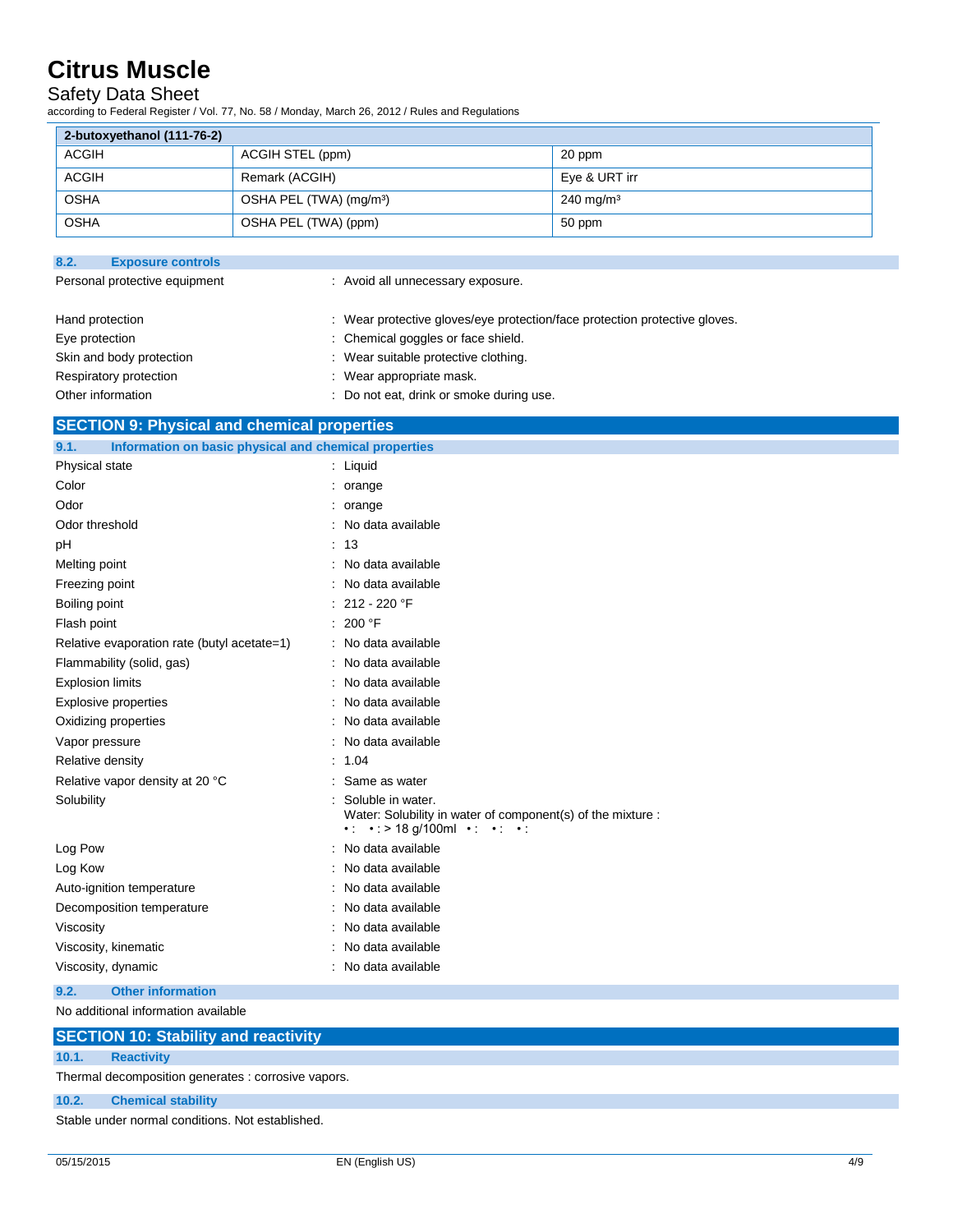| 2-butoxyethanol (111-76-2) | | |
|---|---|---|
| ACGIH | ACGIH STEL (ppm) | 20 ppm |
| ACGIH | Remark (ACGIH) | Eye & URT irr |
| OSHA | OSHA PEL (TWA) (mg/m³) | 240 mg/m³ |
| OSHA | OSHA PEL (TWA) (ppm) | 50 ppm |

### 8.2. Exposure controls

Personal protective equipment : Avoid all unnecessary exposure.

Hand protection : Wear protective gloves/eye protection/face protection protective gloves.

Eye protection : Chemical goggles or face shield.

Skin and body protection : Wear suitable protective clothing.

Respiratory protection : Wear appropriate mask.

Other information : Do not eat, drink or smoke during use.

## SECTION 9: Physical and chemical properties

### 9.1. Information on basic physical and chemical properties

Physical state : Liquid

Color : orange

Odor : orange

Odor threshold : No data available

pH : 13

Melting point : No data available

Freezing point : No data available

Boiling point : 212 - 220 °F

Flash point : 200 °F

Relative evaporation rate (butyl acetate=1) : No data available

Flammability (solid, gas) : No data available

Explosion limits : No data available

Explosive properties : No data available

Oxidizing properties : No data available

Vapor pressure : No data available

Relative density : 1.04

Relative vapor density at 20 °C : Same as water

Solubility : Soluble in water.
Water: Solubility in water of component(s) of the mixture :
• : • : > 18 g/100ml • : • : • :

Log Pow : No data available

Log Kow : No data available

Auto-ignition temperature : No data available

Decomposition temperature : No data available

Viscosity : No data available

Viscosity, kinematic : No data available

Viscosity, dynamic : No data available

### 9.2. Other information

No additional information available

## SECTION 10: Stability and reactivity

### 10.1. Reactivity

Thermal decomposition generates : corrosive vapors.

### 10.2. Chemical stability

Stable under normal conditions. Not established.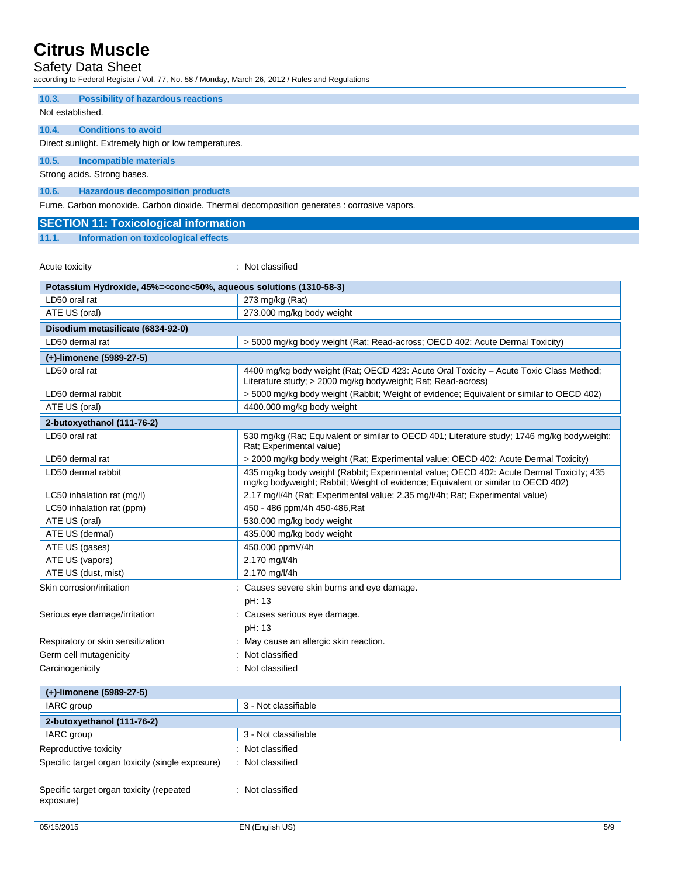### 10.3. Possibility of hazardous reactions

Not established.

### 10.4. Conditions to avoid

Direct sunlight. Extremely high or low temperatures.

### 10.5. Incompatible materials

Strong acids. Strong bases.

### 10.6. Hazardous decomposition products

Fume. Carbon monoxide. Carbon dioxide. Thermal decomposition generates : corrosive vapors.

## SECTION 11: Toxicological information

### 11.1. Information on toxicological effects

Acute toxicity : Not classified

| Potassium Hydroxide, 45%=<conc<50%, aqueous solutions (1310-58-3) | |
|---|---|
| LD50 oral rat | 273 mg/kg (Rat) |
| ATE US (oral) | 273.000 mg/kg body weight |
| **Disodium metasilicate (6834-92-0)** | |
| LD50 dermal rat | > 5000 mg/kg body weight (Rat; Read-across; OECD 402: Acute Dermal Toxicity) |
| **(+)-limonene (5989-27-5)** | |
| LD50 oral rat | 4400 mg/kg body weight (Rat; OECD 423: Acute Oral Toxicity – Acute Toxic Class Method; Literature study; > 2000 mg/kg bodyweight; Rat; Read-across) |
| LD50 dermal rabbit | > 5000 mg/kg body weight (Rabbit; Weight of evidence; Equivalent or similar to OECD 402) |
| ATE US (oral) | 4400.000 mg/kg body weight |
| **2-butoxyethanol (111-76-2)** | |
| LD50 oral rat | 530 mg/kg (Rat; Equivalent or similar to OECD 401; Literature study; 1746 mg/kg bodyweight; Rat; Experimental value) |
| LD50 dermal rat | > 2000 mg/kg body weight (Rat; Experimental value; OECD 402: Acute Dermal Toxicity) |
| LD50 dermal rabbit | 435 mg/kg body weight (Rabbit; Experimental value; OECD 402: Acute Dermal Toxicity; 435 mg/kg bodyweight; Rabbit; Weight of evidence; Equivalent or similar to OECD 402) |
| LC50 inhalation rat (mg/l) | 2.17 mg/l/4h (Rat; Experimental value; 2.35 mg/l/4h; Rat; Experimental value) |
| LC50 inhalation rat (ppm) | 450 - 486 ppm/4h 450-486,Rat |
| ATE US (oral) | 530.000 mg/kg body weight |
| ATE US (dermal) | 435.000 mg/kg body weight |
| ATE US (gases) | 450.000 ppmV/4h |
| ATE US (vapors) | 2.170 mg/l/4h |
| ATE US (dust, mist) | 2.170 mg/l/4h |

Skin corrosion/irritation : Causes severe skin burns and eye damage.
pH: 13

Serious eye damage/irritation : Causes serious eye damage.
pH: 13

Respiratory or skin sensitization : May cause an allergic skin reaction.

Germ cell mutagenicity : Not classified

Carcinogenicity : Not classified

| (+)-limonene (5989-27-5) | |
|---|---|
| IARC group | 3 - Not classifiable |
| **2-butoxyethanol (111-76-2)** | |
| IARC group | 3 - Not classifiable |

Reproductive toxicity : Not classified

Specific target organ toxicity (single exposure) : Not classified

Specific target organ toxicity (repeated exposure) : Not classified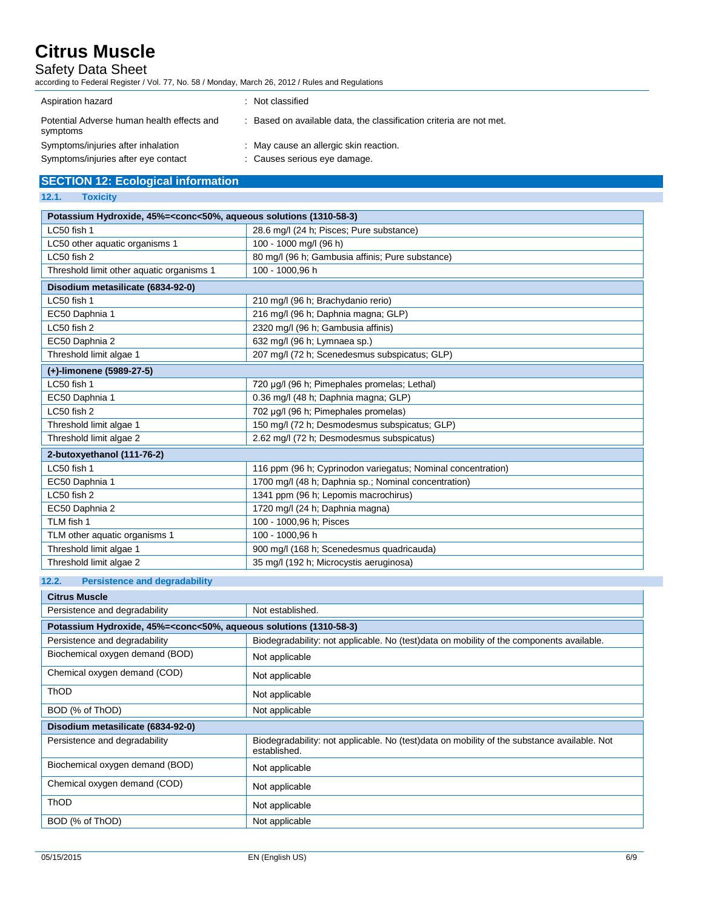| | |
|---|---|
| Aspiration hazard | : Not classified |
| Potential Adverse human health effects and symptoms | : Based on available data, the classification criteria are not met. |
| Symptoms/injuries after inhalation | : May cause an allergic skin reaction. |
| Symptoms/injuries after eye contact | : Causes serious eye damage. |

## SECTION 12: Ecological information

### 12.1. Toxicity

| **Potassium Hydroxide, 45%=<conc<50%, aqueous solutions (1310-58-3)** | |
|---|---|
| LC50 fish 1 | 28.6 mg/l (24 h; Pisces; Pure substance) |
| LC50 other aquatic organisms 1 | 100 - 1000 mg/l (96 h) |
| LC50 fish 2 | 80 mg/l (96 h; Gambusia affinis; Pure substance) |
| Threshold limit other aquatic organisms 1 | 100 - 1000,96 h |

| **Disodium metasilicate (6834-92-0)** | |
|---|---|
| LC50 fish 1 | 210 mg/l (96 h; Brachydanio rerio) |
| EC50 Daphnia 1 | 216 mg/l (96 h; Daphnia magna; GLP) |
| LC50 fish 2 | 2320 mg/l (96 h; Gambusia affinis) |
| EC50 Daphnia 2 | 632 mg/l (96 h; Lymnaea sp.) |
| Threshold limit algae 1 | 207 mg/l (72 h; Scenedesmus subspicatus; GLP) |

| **(+)-limonene (5989-27-5)** | |
|---|---|
| LC50 fish 1 | 720 µg/l (96 h; Pimephales promelas; Lethal) |
| EC50 Daphnia 1 | 0.36 mg/l (48 h; Daphnia magna; GLP) |
| LC50 fish 2 | 702 µg/l (96 h; Pimephales promelas) |
| Threshold limit algae 1 | 150 mg/l (72 h; Desmodesmus subspicatus; GLP) |
| Threshold limit algae 2 | 2.62 mg/l (72 h; Desmodesmus subspicatus) |

| **2-butoxyethanol (111-76-2)** | |
|---|---|
| LC50 fish 1 | 116 ppm (96 h; Cyprinodon variegatus; Nominal concentration) |
| EC50 Daphnia 1 | 1700 mg/l (48 h; Daphnia sp.; Nominal concentration) |
| LC50 fish 2 | 1341 ppm (96 h; Lepomis macrochirus) |
| EC50 Daphnia 2 | 1720 mg/l (24 h; Daphnia magna) |
| TLM fish 1 | 100 - 1000,96 h; Pisces |
| TLM other aquatic organisms 1 | 100 - 1000,96 h |
| Threshold limit algae 1 | 900 mg/l (168 h; Scenedesmus quadricauda) |
| Threshold limit algae 2 | 35 mg/l (192 h; Microcystis aeruginosa) |

### 12.2. Persistence and degradability

| **Citrus Muscle** | |
|---|---|
| Persistence and degradability | Not established. |

| **Potassium Hydroxide, 45%=<conc<50%, aqueous solutions (1310-58-3)** | |
|---|---|
| Persistence and degradability | Biodegradability: not applicable. No (test)data on mobility of the components available. |
| Biochemical oxygen demand (BOD) | Not applicable |
| Chemical oxygen demand (COD) | Not applicable |
| ThOD | Not applicable |
| BOD (% of ThOD) | Not applicable |

| **Disodium metasilicate (6834-92-0)** | |
|---|---|
| Persistence and degradability | Biodegradability: not applicable. No (test)data on mobility of the substance available. Not established. |
| Biochemical oxygen demand (BOD) | Not applicable |
| Chemical oxygen demand (COD) | Not applicable |
| ThOD | Not applicable |
| BOD (% of ThOD) | Not applicable |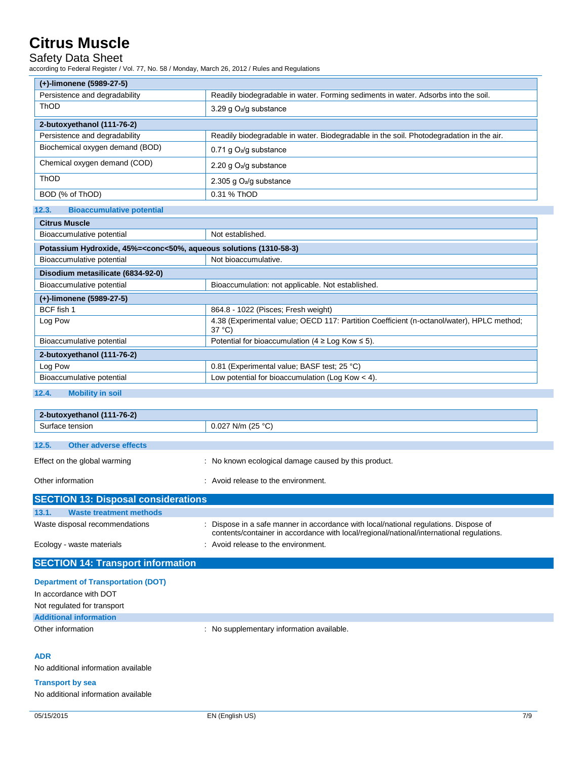| (+)-limonene (5989-27-5) | |
|---|---|
| Persistence and degradability | Readily biodegradable in water. Forming sediments in water. Adsorbs into the soil. |
| ThOD | 3.29 g $O_2$/g substance |

| 2-butoxyethanol (111-76-2) | |
|---|---|
| Persistence and degradability | Readily biodegradable in water. Biodegradable in the soil. Photodegradation in the air. |
| Biochemical oxygen demand (BOD) | 0.71 g $O_2$/g substance |
| Chemical oxygen demand (COD) | 2.20 g $O_2$/g substance |
| ThOD | 2.305 g $O_2$/g substance |
| BOD (% of ThOD) | 0.31 % ThOD |

### 12.3. Bioaccumulative potential

| Citrus Muscle | |
|---|---|
| Bioaccumulative potential | Not established. |

| Potassium Hydroxide, 45%=<conc<50%, aqueous solutions (1310-58-3) | |
|---|---|
| Bioaccumulative potential | Not bioaccumulative. |

| Disodium metasilicate (6834-92-0) | |
|---|---|
| Bioaccumulative potential | Bioaccumulation: not applicable. Not established. |

| (+)-limonene (5989-27-5) | |
|---|---|
| BCF fish 1 | 864.8 - 1022 (Pisces; Fresh weight) |
| Log Pow | 4.38 (Experimental value; OECD 117: Partition Coefficient (n-octanol/water), HPLC method; 37 °C) |
| Bioaccumulative potential | Potential for bioaccumulation (4 ≥ Log Kow ≤ 5). |

| 2-butoxyethanol (111-76-2) | |
|---|---|
| Log Pow | 0.81 (Experimental value; BASF test; 25 °C) |
| Bioaccumulative potential | Low potential for bioaccumulation (Log Kow < 4). |

### 12.4. Mobility in soil

| 2-butoxyethanol (111-76-2) | |
|---|---|
| Surface tension | 0.027 N/m (25 °C) |

### 12.5. Other adverse effects

Effect on the global warming : No known ecological damage caused by this product.

Other information : Avoid release to the environment.

## SECTION 13: Disposal considerations

### 13.1. Waste treatment methods

Waste disposal recommendations : Dispose in a safe manner in accordance with local/national regulations. Dispose of contents/container in accordance with local/regional/national/international regulations.

Ecology - waste materials : Avoid release to the environment.

## SECTION 14: Transport information

**Department of Transportation (DOT)**

In accordance with DOT

Not regulated for transport

**Additional information**

Other information : No supplementary information available.

**ADR**

No additional information available

**Transport by sea**

No additional information available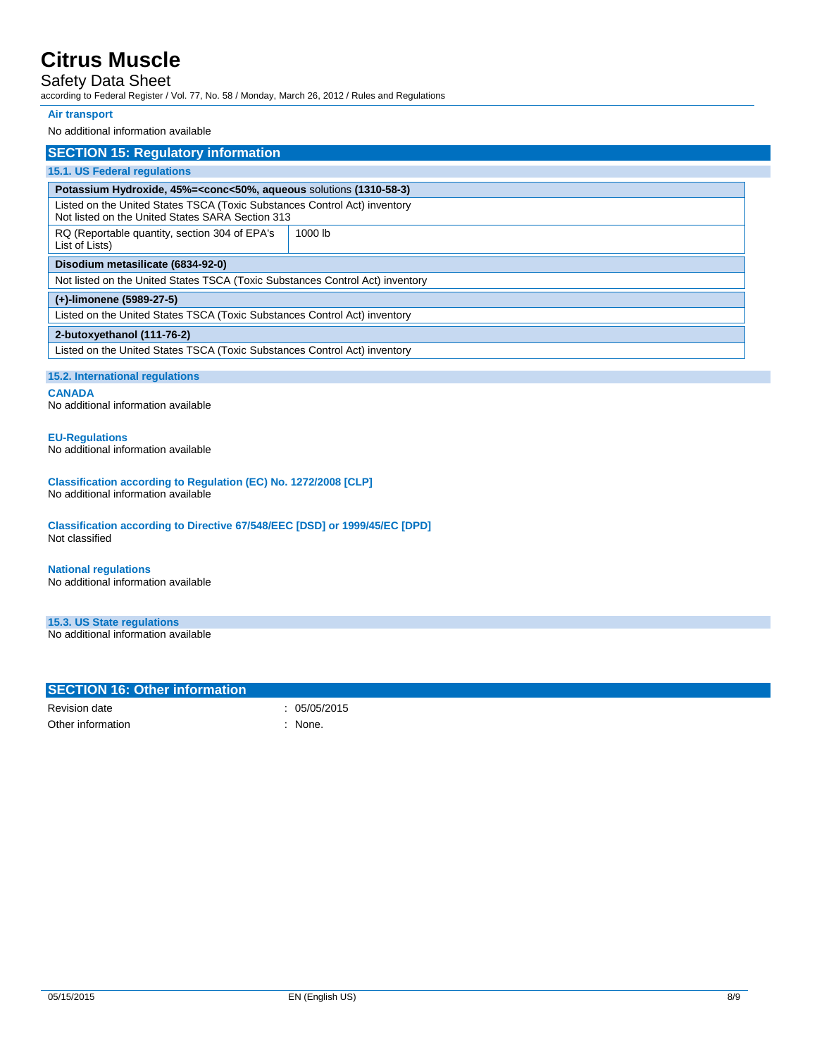**Air transport**

No additional information available

## SECTION 15: Regulatory information

### 15.1. US Federal regulations

| **Potassium Hydroxide, 45%=<conc<50%, aqueous** solutions **(1310-58-3)** | |
|---|---|
| Listed on the United States TSCA (Toxic Substances Control Act) inventory<br>Not listed on the United States SARA Section 313 | |
| RQ (Reportable quantity, section 304 of EPA's List of Lists) | 1000 lb |

| **Disodium metasilicate (6834-92-0)** |
|---|
| Not listed on the United States TSCA (Toxic Substances Control Act) inventory |

| **(+)-limonene (5989-27-5)** |
|---|
| Listed on the United States TSCA (Toxic Substances Control Act) inventory |

| **2-butoxyethanol (111-76-2)** |
|---|
| Listed on the United States TSCA (Toxic Substances Control Act) inventory |

### 15.2. International regulations

**CANADA**

No additional information available

**EU-Regulations**

No additional information available

**Classification according to Regulation (EC) No. 1272/2008 [CLP]**

No additional information available

**Classification according to Directive 67/548/EEC [DSD] or 1999/45/EC [DPD]**

Not classified

**National regulations**

No additional information available

### 15.3. US State regulations

No additional information available

## SECTION 16: Other information

Revision date : 05/05/2015

Other information : None.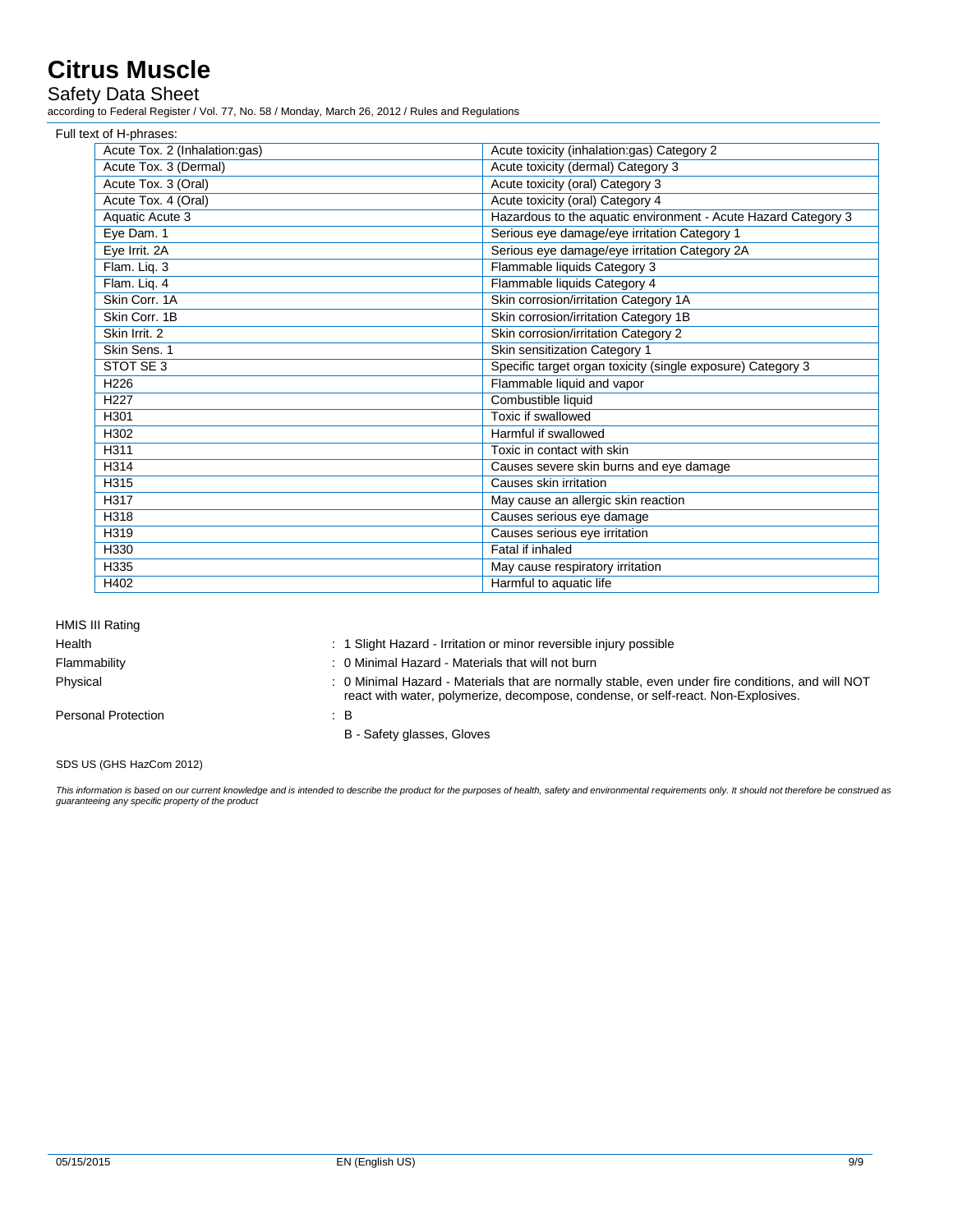Full text of H-phrases:

| | |
|---|---|
| Acute Tox. 2 (Inhalation:gas) | Acute toxicity (inhalation:gas) Category 2 |
| Acute Tox. 3 (Dermal) | Acute toxicity (dermal) Category 3 |
| Acute Tox. 3 (Oral) | Acute toxicity (oral) Category 3 |
| Acute Tox. 4 (Oral) | Acute toxicity (oral) Category 4 |
| Aquatic Acute 3 | Hazardous to the aquatic environment - Acute Hazard Category 3 |
| Eye Dam. 1 | Serious eye damage/eye irritation Category 1 |
| Eye Irrit. 2A | Serious eye damage/eye irritation Category 2A |
| Flam. Liq. 3 | Flammable liquids Category 3 |
| Flam. Liq. 4 | Flammable liquids Category 4 |
| Skin Corr. 1A | Skin corrosion/irritation Category 1A |
| Skin Corr. 1B | Skin corrosion/irritation Category 1B |
| Skin Irrit. 2 | Skin corrosion/irritation Category 2 |
| Skin Sens. 1 | Skin sensitization Category 1 |
| STOT SE 3 | Specific target organ toxicity (single exposure) Category 3 |
| H226 | Flammable liquid and vapor |
| H227 | Combustible liquid |
| H301 | Toxic if swallowed |
| H302 | Harmful if swallowed |
| H311 | Toxic in contact with skin |
| H314 | Causes severe skin burns and eye damage |
| H315 | Causes skin irritation |
| H317 | May cause an allergic skin reaction |
| H318 | Causes serious eye damage |
| H319 | Causes serious eye irritation |
| H330 | Fatal if inhaled |
| H335 | May cause respiratory irritation |
| H402 | Harmful to aquatic life |

HMIS III Rating

Health : 1 Slight Hazard - Irritation or minor reversible injury possible

Flammability : 0 Minimal Hazard - Materials that will not burn

Physical : 0 Minimal Hazard - Materials that are normally stable, even under fire conditions, and will NOT react with water, polymerize, decompose, condense, or self-react. Non-Explosives.

Personal Protection : B

B - Safety glasses, Gloves

SDS US (GHS HazCom 2012)

*This information is based on our current knowledge and is intended to describe the product for the purposes of health, safety and environmental requirements only. It should not therefore be construed as guaranteeing any specific property of the product*